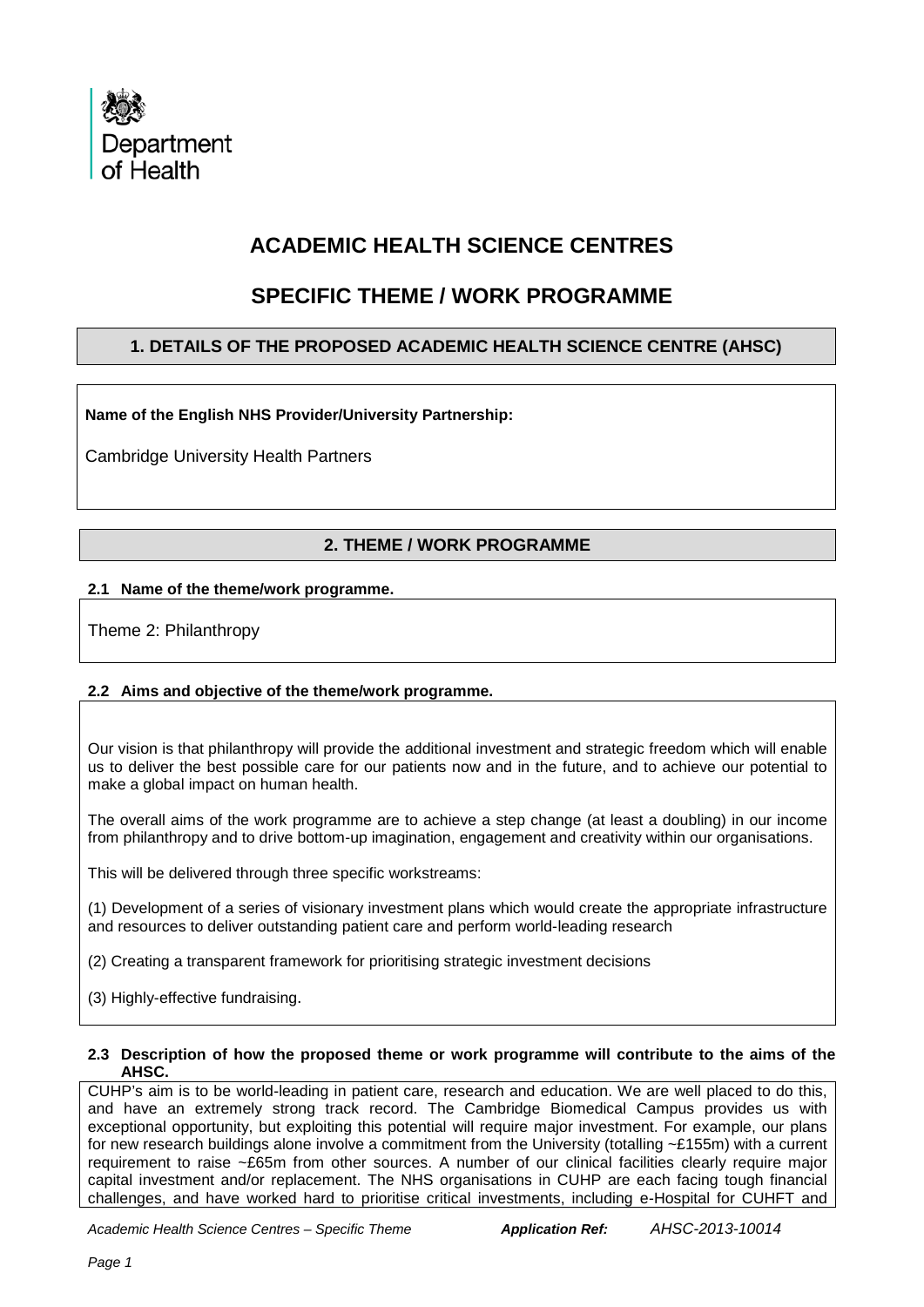Department of Health

# ACADEMIC HEALTH SCIENCE CENTRES

# SPECIFIC THEME / WORK PROGRAMME

## 1. DETAILS OF THE PROPOSED ACADEMIC HEALTH SCIENCE CENTRE (AHSC)

**Name of the English NHS Provider/University Partnership:**

Cambridge University Health Partners

## 2. THEME / WORK PROGRAMME

### 2.1 Name of the theme/work programme.

Theme 2: Philanthropy

### 2.2 Aims and objective of the theme/work programme.

Our vision is that philanthropy will provide the additional investment and strategic freedom which will enable us to deliver the best possible care for our patients now and in the future, and to achieve our potential to make a global impact on human health.

The overall aims of the work programme are to achieve a step change (at least a doubling) in our income from philanthropy and to drive bottom-up imagination, engagement and creativity within our organisations.

This will be delivered through three specific workstreams:

(1) Development of a series of visionary investment plans which would create the appropriate infrastructure and resources to deliver outstanding patient care and perform world-leading research

(2) Creating a transparent framework for prioritising strategic investment decisions

(3) Highly-effective fundraising.

### 2.3 Description of how the proposed theme or work programme will contribute to the aims of the AHSC.

CUHP's aim is to be world-leading in patient care, research and education. We are well placed to do this, and have an extremely strong track record. The Cambridge Biomedical Campus provides us with exceptional opportunity, but exploiting this potential will require major investment. For example, our plans for new research buildings alone involve a commitment from the University (totalling ~£155m) with a current requirement to raise ~£65m from other sources. A number of our clinical facilities clearly require major capital investment and/or replacement. The NHS organisations in CUHP are each facing tough financial challenges, and have worked hard to prioritise critical investments, including e-Hospital for CUHFT and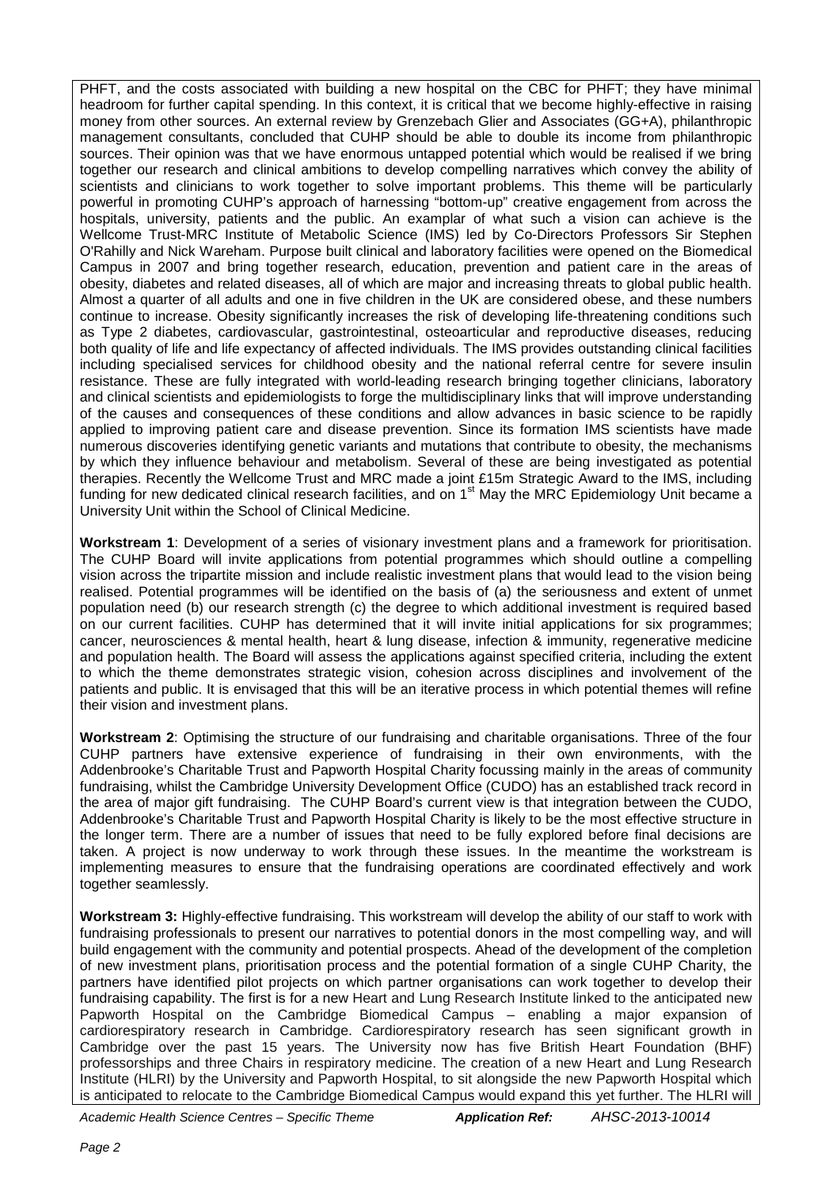PHFT, and the costs associated with building a new hospital on the CBC for PHFT; they have minimal headroom for further capital spending. In this context, it is critical that we become highly-effective in raising money from other sources. An external review by Grenzebach Glier and Associates (GG+A), philanthropic management consultants, concluded that CUHP should be able to double its income from philanthropic sources. Their opinion was that we have enormous untapped potential which would be realised if we bring together our research and clinical ambitions to develop compelling narratives which convey the ability of scientists and clinicians to work together to solve important problems. This theme will be particularly powerful in promoting CUHP's approach of harnessing "bottom-up" creative engagement from across the hospitals, university, patients and the public. An examplar of what such a vision can achieve is the Wellcome Trust-MRC Institute of Metabolic Science (IMS) led by Co-Directors Professors Sir Stephen O'Rahilly and Nick Wareham. Purpose built clinical and laboratory facilities were opened on the Biomedical Campus in 2007 and bring together research, education, prevention and patient care in the areas of obesity, diabetes and related diseases, all of which are major and increasing threats to global public health. Almost a quarter of all adults and one in five children in the UK are considered obese, and these numbers continue to increase. Obesity significantly increases the risk of developing life-threatening conditions such as Type 2 diabetes, cardiovascular, gastrointestinal, osteoarticular and reproductive diseases, reducing both quality of life and life expectancy of affected individuals. The IMS provides outstanding clinical facilities including specialised services for childhood obesity and the national referral centre for severe insulin resistance. These are fully integrated with world-leading research bringing together clinicians, laboratory and clinical scientists and epidemiologists to forge the multidisciplinary links that will improve understanding of the causes and consequences of these conditions and allow advances in basic science to be rapidly applied to improving patient care and disease prevention. Since its formation IMS scientists have made numerous discoveries identifying genetic variants and mutations that contribute to obesity, the mechanisms by which they influence behaviour and metabolism. Several of these are being investigated as potential therapies. Recently the Wellcome Trust and MRC made a joint £15m Strategic Award to the IMS, including funding for new dedicated clinical research facilities, and on 1st May the MRC Epidemiology Unit became a University Unit within the School of Clinical Medicine.

**Workstream 1**: Development of a series of visionary investment plans and a framework for prioritisation. The CUHP Board will invite applications from potential programmes which should outline a compelling vision across the tripartite mission and include realistic investment plans that would lead to the vision being realised. Potential programmes will be identified on the basis of (a) the seriousness and extent of unmet population need (b) our research strength (c) the degree to which additional investment is required based on our current facilities. CUHP has determined that it will invite initial applications for six programmes; cancer, neurosciences & mental health, heart & lung disease, infection & immunity, regenerative medicine and population health. The Board will assess the applications against specified criteria, including the extent to which the theme demonstrates strategic vision, cohesion across disciplines and involvement of the patients and public. It is envisaged that this will be an iterative process in which potential themes will refine their vision and investment plans.

**Workstream 2**: Optimising the structure of our fundraising and charitable organisations. Three of the four CUHP partners have extensive experience of fundraising in their own environments, with the Addenbrooke's Charitable Trust and Papworth Hospital Charity focussing mainly in the areas of community fundraising, whilst the Cambridge University Development Office (CUDO) has an established track record in the area of major gift fundraising. The CUHP Board's current view is that integration between the CUDO, Addenbrooke's Charitable Trust and Papworth Hospital Charity is likely to be the most effective structure in the longer term. There are a number of issues that need to be fully explored before final decisions are taken. A project is now underway to work through these issues. In the meantime the workstream is implementing measures to ensure that the fundraising operations are coordinated effectively and work together seamlessly.

**Workstream 3:** Highly-effective fundraising. This workstream will develop the ability of our staff to work with fundraising professionals to present our narratives to potential donors in the most compelling way, and will build engagement with the community and potential prospects. Ahead of the development of the completion of new investment plans, prioritisation process and the potential formation of a single CUHP Charity, the partners have identified pilot projects on which partner organisations can work together to develop their fundraising capability. The first is for a new Heart and Lung Research Institute linked to the anticipated new Papworth Hospital on the Cambridge Biomedical Campus – enabling a major expansion of cardiorespiratory research in Cambridge. Cardiorespiratory research has seen significant growth in Cambridge over the past 15 years. The University now has five British Heart Foundation (BHF) professorships and three Chairs in respiratory medicine. The creation of a new Heart and Lung Research Institute (HLRI) by the University and Papworth Hospital, to sit alongside the new Papworth Hospital which is anticipated to relocate to the Cambridge Biomedical Campus would expand this yet further. The HLRI will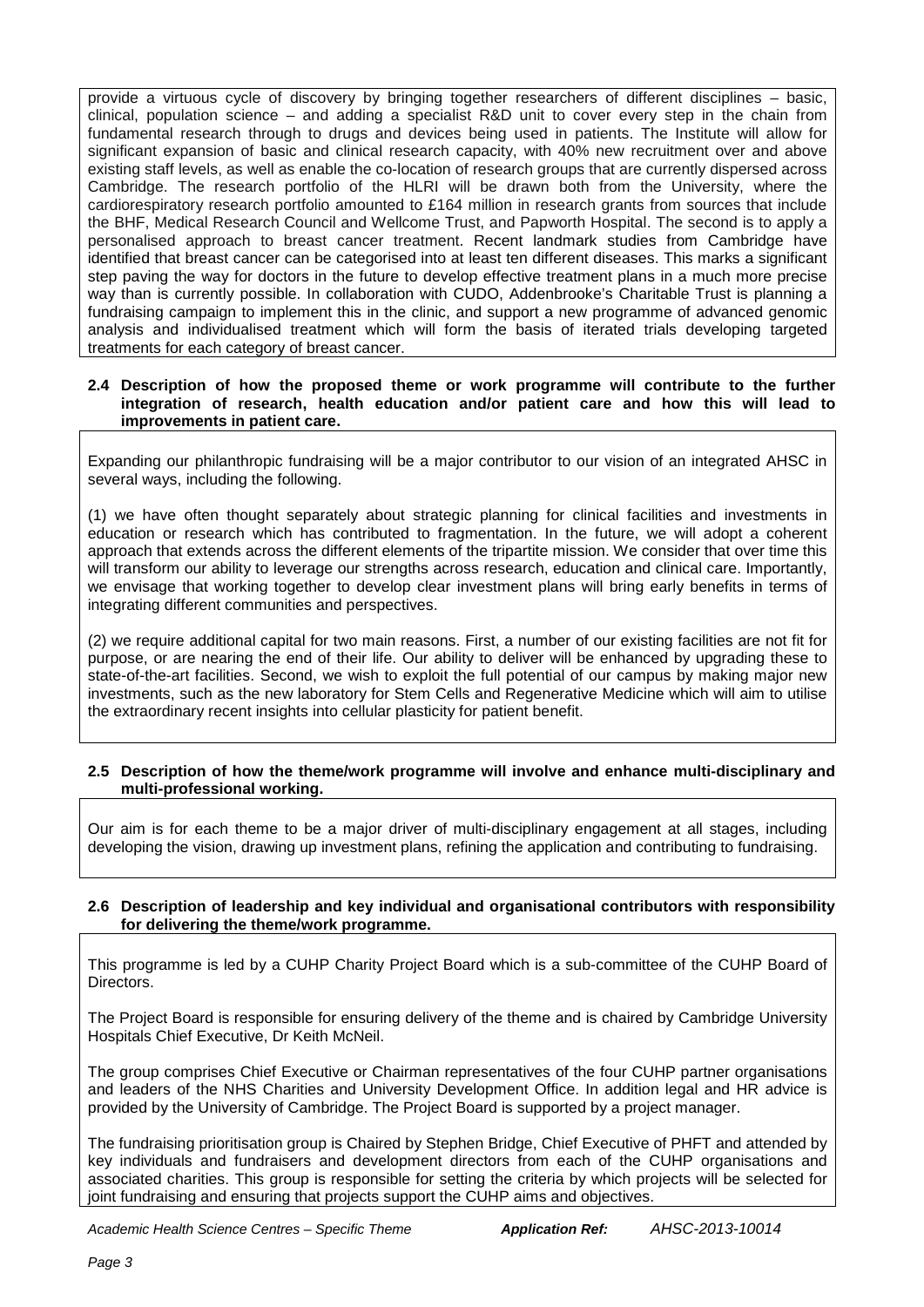provide a virtuous cycle of discovery by bringing together researchers of different disciplines – basic, clinical, population science – and adding a specialist R&D unit to cover every step in the chain from fundamental research through to drugs and devices being used in patients. The Institute will allow for significant expansion of basic and clinical research capacity, with 40% new recruitment over and above existing staff levels, as well as enable the co-location of research groups that are currently dispersed across Cambridge. The research portfolio of the HLRI will be drawn both from the University, where the cardiorespiratory research portfolio amounted to £164 million in research grants from sources that include the BHF, Medical Research Council and Wellcome Trust, and Papworth Hospital. The second is to apply a personalised approach to breast cancer treatment. Recent landmark studies from Cambridge have identified that breast cancer can be categorised into at least ten different diseases. This marks a significant step paving the way for doctors in the future to develop effective treatment plans in a much more precise way than is currently possible. In collaboration with CUDO, Addenbrooke's Charitable Trust is planning a fundraising campaign to implement this in the clinic, and support a new programme of advanced genomic analysis and individualised treatment which will form the basis of iterated trials developing targeted treatments for each category of breast cancer.

**2.4 Description of how the proposed theme or work programme will contribute to the further integration of research, health education and/or patient care and how this will lead to improvements in patient care.**

Expanding our philanthropic fundraising will be a major contributor to our vision of an integrated AHSC in several ways, including the following.

(1) we have often thought separately about strategic planning for clinical facilities and investments in education or research which has contributed to fragmentation. In the future, we will adopt a coherent approach that extends across the different elements of the tripartite mission. We consider that over time this will transform our ability to leverage our strengths across research, education and clinical care. Importantly, we envisage that working together to develop clear investment plans will bring early benefits in terms of integrating different communities and perspectives.

(2) we require additional capital for two main reasons. First, a number of our existing facilities are not fit for purpose, or are nearing the end of their life. Our ability to deliver will be enhanced by upgrading these to state-of-the-art facilities. Second, we wish to exploit the full potential of our campus by making major new investments, such as the new laboratory for Stem Cells and Regenerative Medicine which will aim to utilise the extraordinary recent insights into cellular plasticity for patient benefit.

**2.5 Description of how the theme/work programme will involve and enhance multi-disciplinary and multi-professional working.**

Our aim is for each theme to be a major driver of multi-disciplinary engagement at all stages, including developing the vision, drawing up investment plans, refining the application and contributing to fundraising.

**2.6 Description of leadership and key individual and organisational contributors with responsibility for delivering the theme/work programme.**

This programme is led by a CUHP Charity Project Board which is a sub-committee of the CUHP Board of Directors.

The Project Board is responsible for ensuring delivery of the theme and is chaired by Cambridge University Hospitals Chief Executive, Dr Keith McNeil.

The group comprises Chief Executive or Chairman representatives of the four CUHP partner organisations and leaders of the NHS Charities and University Development Office. In addition legal and HR advice is provided by the University of Cambridge. The Project Board is supported by a project manager.

The fundraising prioritisation group is Chaired by Stephen Bridge, Chief Executive of PHFT and attended by key individuals and fundraisers and development directors from each of the CUHP organisations and associated charities. This group is responsible for setting the criteria by which projects will be selected for joint fundraising and ensuring that projects support the CUHP aims and objectives.